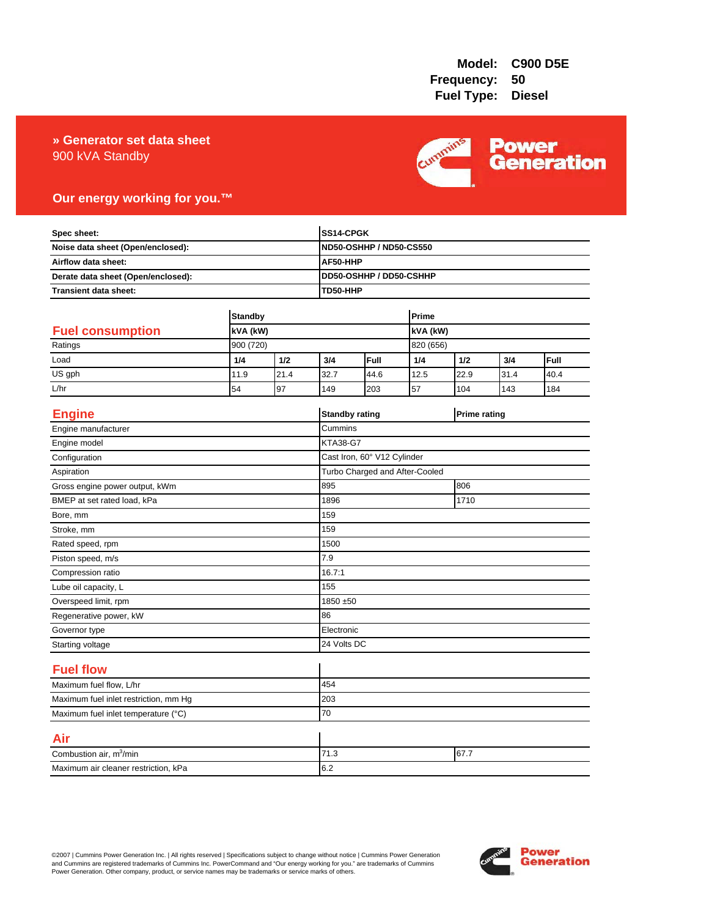**Model:** C900 D5E
**Frequency:** 50
**Fuel Type:** Diesel

# » Generator set data sheet

900 kVA Standby

**Our energy working for you.™**

| | |
|---|---|
| **Spec sheet:** | **SS14-CPGK** |
| **Noise data sheet (Open/enclosed):** | **ND50-OSHHP / ND50-CS550** |
| **Airflow data sheet:** | **AF50-HHP** |
| **Derate data sheet (Open/enclosed):** | **DD50-OSHHP / DD50-CSHHP** |
| **Transient data sheet:** | **TD50-HHP** |

## Fuel consumption

| | **Standby** | | | | **Prime** | | | |
|---|---|---|---|---|---|---|---|---|
| | **kVA (kW)** | | | | **kVA (kW)** | | | |
| Ratings | 900 (720) | | | | 820 (656) | | | |
| Load | **1/4** | **1/2** | **3/4** | **Full** | **1/4** | **1/2** | **3/4** | **Full** |
| US gph | 11.9 | 21.4 | 32.7 | 44.6 | 12.5 | 22.9 | 31.4 | 40.4 |
| L/hr | 54 | 97 | 149 | 203 | 57 | 104 | 143 | 184 |

## Engine

| | **Standby rating** | **Prime rating** |
|---|---|---|
| Engine manufacturer | Cummins | |
| Engine model | KTA38-G7 | |
| Configuration | Cast Iron, 60° V12 Cylinder | |
| Aspiration | Turbo Charged and After-Cooled | |
| Gross engine power output, kWm | 895 | 806 |
| BMEP at set rated load, kPa | 1896 | 1710 |
| Bore, mm | 159 | |
| Stroke, mm | 159 | |
| Rated speed, rpm | 1500 | |
| Piston speed, m/s | 7.9 | |
| Compression ratio | 16.7:1 | |
| Lube oil capacity, L | 155 | |
| Overspeed limit, rpm | 1850 ±50 | |
| Regenerative power, kW | 86 | |
| Governor type | Electronic | |
| Starting voltage | 24 Volts DC | |

## Fuel flow

| | |
|---|---|
| Maximum fuel flow, L/hr | 454 |
| Maximum fuel inlet restriction, mm Hg | 203 |
| Maximum fuel inlet temperature (°C) | 70 |

## Air

| | | |
|---|---|---|
| Combustion air, $m^3$/min | 71.3 | 67.7 |
| Maximum air cleaner restriction, kPa | 6.2 | |

©2007 | Cummins Power Generation Inc. | All rights reserved | Specifications subject to change without notice | Cummins Power Generation and Cummins are registered trademarks of Cummins Inc. PowerCommand and "Our energy working for you." are trademarks of Cummins Power Generation. Other company, product, or service names may be trademarks or service marks of others.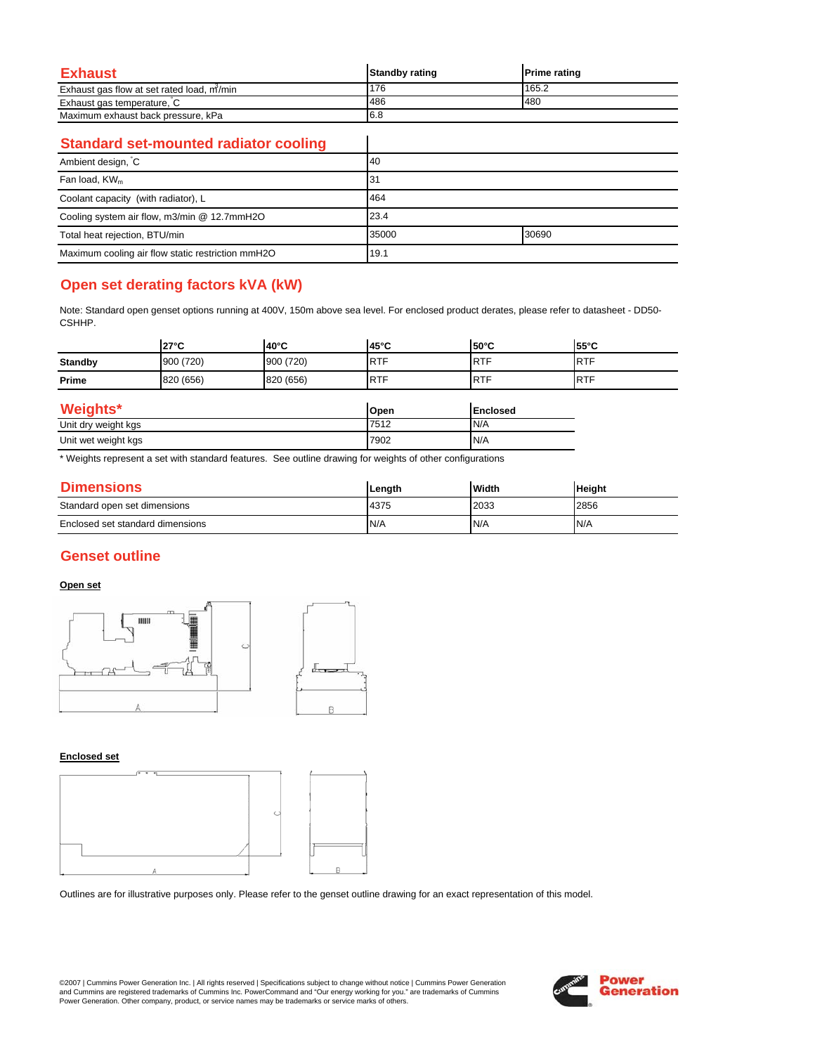## Exhaust

| Exhaust | Standby rating | Prime rating |
|---|---|---|
| Exhaust gas flow at set rated load, $m^3$/min | 176 | 165.2 |
| Exhaust gas temperature, °C | 486 | 480 |
| Maximum exhaust back pressure, kPa | 6.8 | |

## Standard set-mounted radiator cooling

| Standard set-mounted radiator cooling | | |
|---|---|---|
| Ambient design, °C | 40 | |
| Fan load, $KW_m$ | 31 | |
| Coolant capacity (with radiator), L | 464 | |
| Cooling system air flow, m3/min @ 12.7mmH2O | 23.4 | |
| Total heat rejection, BTU/min | 35000 | 30690 |
| Maximum cooling air flow static restriction mmH2O | 19.1 | |

## Open set derating factors kVA (kW)

Note: Standard open genset options running at 400V, 150m above sea level. For enclosed product derates, please refer to datasheet - DD50-CSHHP.

| | 27°C | 40°C | 45°C | 50°C | 55°C |
|---|---|---|---|---|---|
| **Standby** | 900 (720) | 900 (720) | RTF | RTF | RTF |
| **Prime** | 820 (656) | 820 (656) | RTF | RTF | RTF |

## Weights*

| Weights* | Open | Enclosed |
|---|---|---|
| Unit dry weight kgs | 7512 | N/A |
| Unit wet weight kgs | 7902 | N/A |

* Weights represent a set with standard features. See outline drawing for weights of other configurations

## Dimensions

| Dimensions | Length | Width | Height |
|---|---|---|---|
| Standard open set dimensions | 4375 | 2033 | 2856 |
| Enclosed set standard dimensions | N/A | N/A | N/A |

## Genset outline

**Open set**

**Enclosed set**

Outlines are for illustrative purposes only. Please refer to the genset outline drawing for an exact representation of this model.

©2007 | Cummins Power Generation Inc. | All rights reserved | Specifications subject to change without notice | Cummins Power Generation and Cummins are registered trademarks of Cummins Inc. PowerCommand and "Our energy working for you." are trademarks of Cummins Power Generation. Other company, product, or service names may be trademarks or service marks of others.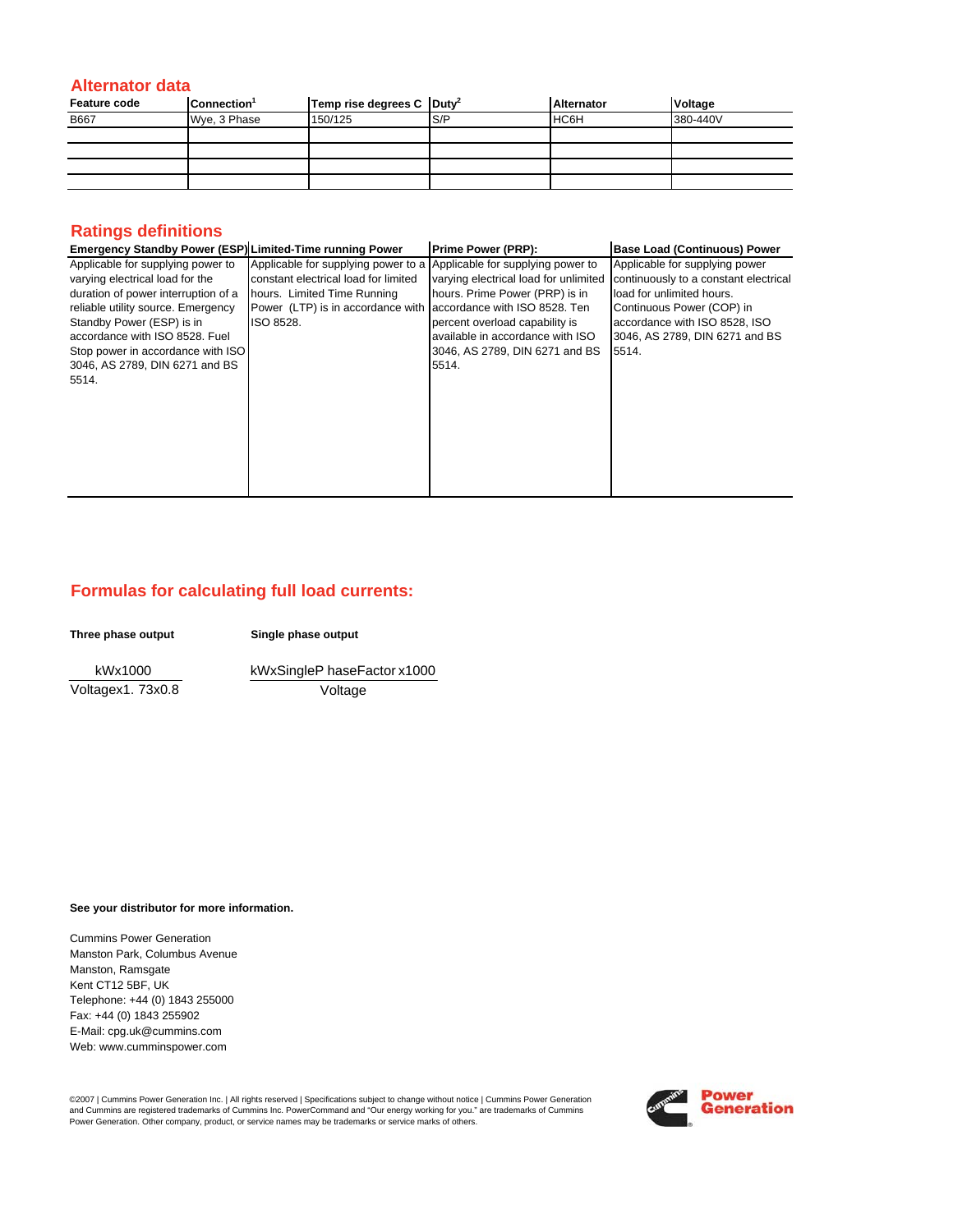## Alternator data

| Feature code | Connection[1] | Temp rise degrees C | Duty[2] | Alternator | Voltage |
|---|---|---|---|---|---|
| B667 | Wye, 3 Phase | 150/125 | S/P | HC6H | 380-440V |
| | | | | | |
| | | | | | |
| | | | | | |
| | | | | | |

## Ratings definitions

| Emergency Standby Power (ESP) | Limited-Time running Power | Prime Power (PRP): | Base Load (Continuous) Power |
|---|---|---|---|
| Applicable for supplying power to varying electrical load for the duration of power interruption of a reliable utility source. Emergency Standby Power (ESP) is in accordance with ISO 8528. Fuel Stop power in accordance with ISO 3046, AS 2789, DIN 6271 and BS 5514. | Applicable for supplying power to a constant electrical load for limited hours. Limited Time Running Power (LTP) is in accordance with ISO 8528. | Applicable for supplying power to varying electrical load for unlimited hours. Prime Power (PRP) is in accordance with ISO 8528. Ten percent overload capability is available in accordance with ISO 3046, AS 2789, DIN 6271 and BS 5514. | Applicable for supplying power continuously to a constant electrical load for unlimited hours. Continuous Power (COP) in accordance with ISO 8528, ISO 3046, AS 2789, DIN 6271 and BS 5514. |

## Formulas for calculating full load currents:

**Three phase output**

$$\frac{kW \times 1000}{Voltage \times 1.73 \times 0.8}$$

**Single phase output**

$$\frac{kW \times SinglePhaseFactor \times 1000}{Voltage}$$

**See your distributor for more information.**

Cummins Power Generation
Manston Park, Columbus Avenue
Manston, Ramsgate
Kent CT12 5BF, UK
Telephone: +44 (0) 1843 255000
Fax: +44 (0) 1843 255902
E-Mail: cpg.uk@cummins.com
Web: www.cumminspower.com

©2007 | Cummins Power Generation Inc. | All rights reserved | Specifications subject to change without notice | Cummins Power Generation and Cummins are registered trademarks of Cummins Inc. PowerCommand and "Our energy working for you." are trademarks of Cummins Power Generation. Other company, product, or service names may be trademarks or service marks of others.

Power Generation